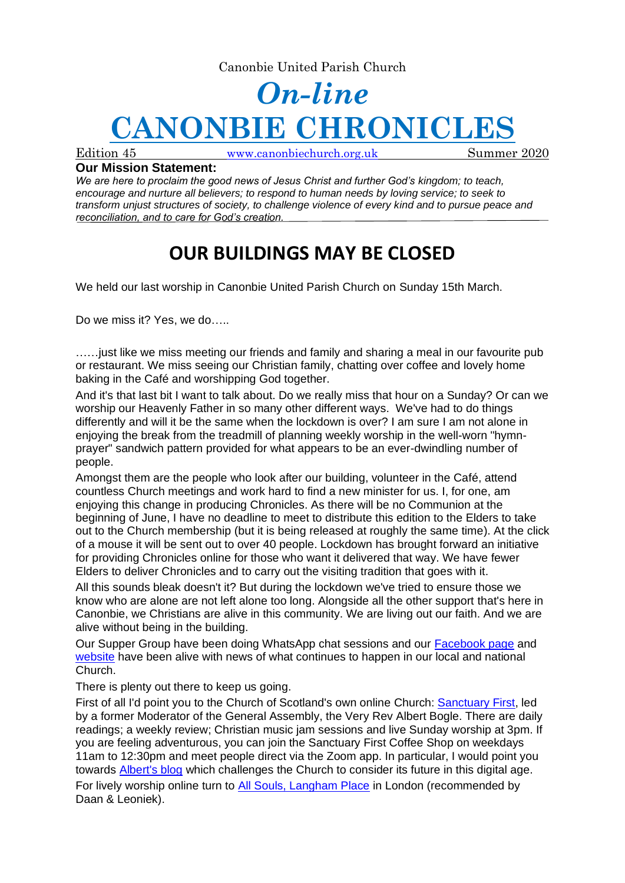Canonbie United Parish Church

# *On-line*
# CANONBIE CHRONICLES

Edition 45 www.canonbiechurch.org.uk Summer 2020

**Our Mission Statement:**

*We are here to proclaim the good news of Jesus Christ and further God's kingdom; to teach, encourage and nurture all believers; to respond to human needs by loving service; to seek to transform unjust structures of society, to challenge violence of every kind and to pursue peace and reconciliation, and to care for God's creation.*

## OUR BUILDINGS MAY BE CLOSED

We held our last worship in Canonbie United Parish Church on Sunday 15th March.

Do we miss it? Yes, we do…..

……just like we miss meeting our friends and family and sharing a meal in our favourite pub or restaurant. We miss seeing our Christian family, chatting over coffee and lovely home baking in the Café and worshipping God together.

And it's that last bit I want to talk about. Do we really miss that hour on a Sunday? Or can we worship our Heavenly Father in so many other different ways. We've had to do things differently and will it be the same when the lockdown is over? I am sure I am not alone in enjoying the break from the treadmill of planning weekly worship in the well-worn "hymn-prayer" sandwich pattern provided for what appears to be an ever-dwindling number of people.

Amongst them are the people who look after our building, volunteer in the Café, attend countless Church meetings and work hard to find a new minister for us. I, for one, am enjoying this change in producing Chronicles. As there will be no Communion at the beginning of June, I have no deadline to meet to distribute this edition to the Elders to take out to the Church membership (but it is being released at roughly the same time). At the click of a mouse it will be sent out to over 40 people. Lockdown has brought forward an initiative for providing Chronicles online for those who want it delivered that way. We have fewer Elders to deliver Chronicles and to carry out the visiting tradition that goes with it.

All this sounds bleak doesn't it? But during the lockdown we've tried to ensure those we know who are alone are not left alone too long. Alongside all the other support that's here in Canonbie, we Christians are alive in this community. We are living out our faith. And we are alive without being in the building.

Our Supper Group have been doing WhatsApp chat sessions and our Facebook page and website have been alive with news of what continues to happen in our local and national Church.

There is plenty out there to keep us going.

First of all I'd point you to the Church of Scotland's own online Church: Sanctuary First, led by a former Moderator of the General Assembly, the Very Rev Albert Bogle. There are daily readings; a weekly review; Christian music jam sessions and live Sunday worship at 3pm. If you are feeling adventurous, you can join the Sanctuary First Coffee Shop on weekdays 11am to 12:30pm and meet people direct via the Zoom app. In particular, I would point you towards Albert's blog which challenges the Church to consider its future in this digital age.

For lively worship online turn to All Souls, Langham Place in London (recommended by Daan & Leoniek).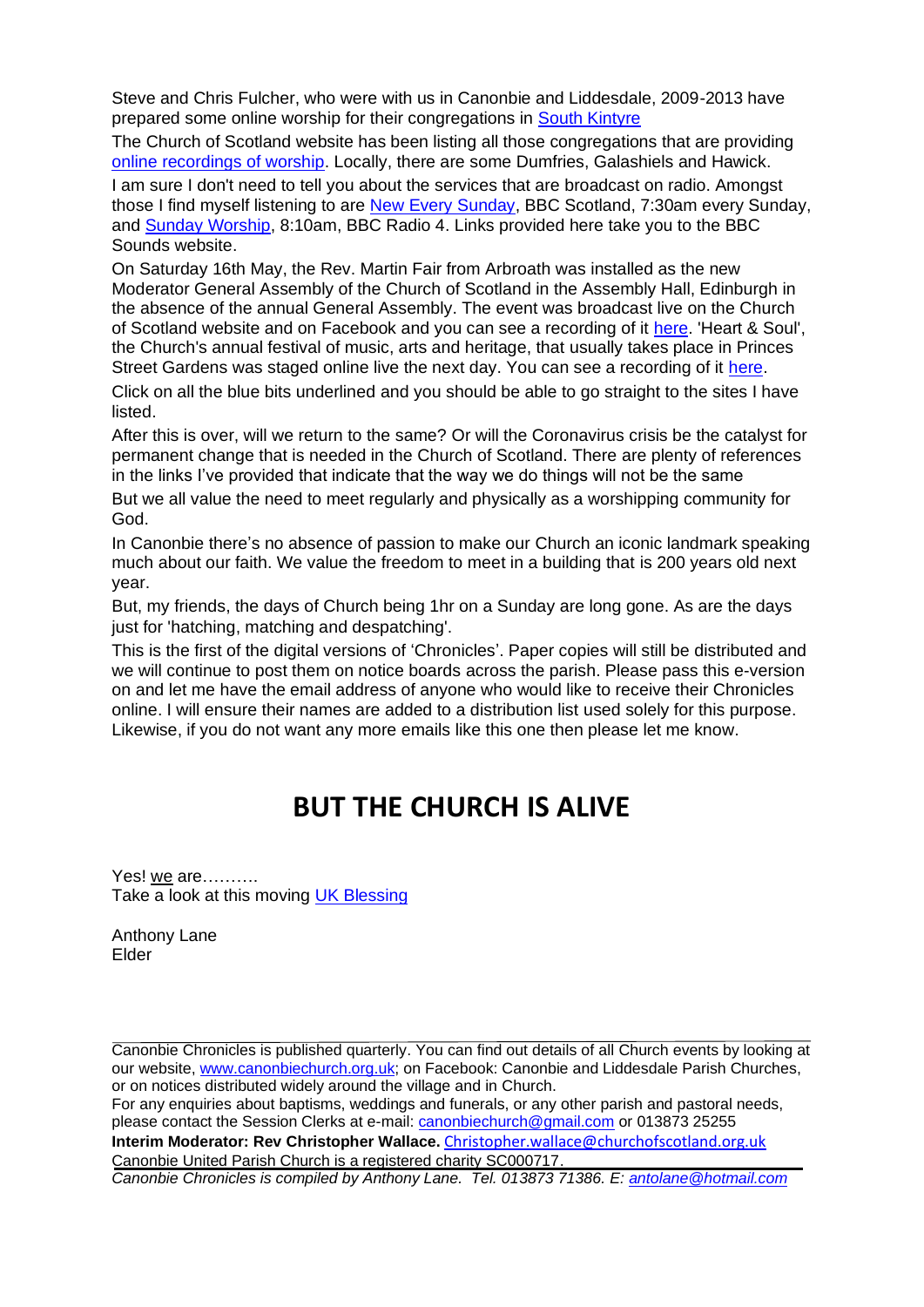Steve and Chris Fulcher, who were with us in Canonbie and Liddesdale, 2009-2013 have prepared some online worship for their congregations in South Kintyre

The Church of Scotland website has been listing all those congregations that are providing online recordings of worship. Locally, there are some Dumfries, Galashiels and Hawick.

I am sure I don't need to tell you about the services that are broadcast on radio. Amongst those I find myself listening to are New Every Sunday, BBC Scotland, 7:30am every Sunday, and Sunday Worship, 8:10am, BBC Radio 4. Links provided here take you to the BBC Sounds website.

On Saturday 16th May, the Rev. Martin Fair from Arbroath was installed as the new Moderator General Assembly of the Church of Scotland in the Assembly Hall, Edinburgh in the absence of the annual General Assembly. The event was broadcast live on the Church of Scotland website and on Facebook and you can see a recording of it here. 'Heart & Soul', the Church's annual festival of music, arts and heritage, that usually takes place in Princes Street Gardens was staged online live the next day. You can see a recording of it here.

Click on all the blue bits underlined and you should be able to go straight to the sites I have listed.

After this is over, will we return to the same? Or will the Coronavirus crisis be the catalyst for permanent change that is needed in the Church of Scotland. There are plenty of references in the links I've provided that indicate that the way we do things will not be the same

But we all value the need to meet regularly and physically as a worshipping community for God.

In Canonbie there's no absence of passion to make our Church an iconic landmark speaking much about our faith. We value the freedom to meet in a building that is 200 years old next year.

But, my friends, the days of Church being 1hr on a Sunday are long gone. As are the days just for 'hatching, matching and despatching'.

This is the first of the digital versions of 'Chronicles'. Paper copies will still be distributed and we will continue to post them on notice boards across the parish. Please pass this e-version on and let me have the email address of anyone who would like to receive their Chronicles online. I will ensure their names are added to a distribution list used solely for this purpose. Likewise, if you do not want any more emails like this one then please let me know.

# BUT THE CHURCH IS ALIVE

Yes! we are……….
Take a look at this moving UK Blessing

Anthony Lane
Elder

---

Canonbie Chronicles is published quarterly. You can find out details of all Church events by looking at our website, www.canonbiechurch.org.uk; on Facebook: Canonbie and Liddesdale Parish Churches, or on notices distributed widely around the village and in Church.

For any enquiries about baptisms, weddings and funerals, or any other parish and pastoral needs, please contact the Session Clerks at e-mail: canonbiechurch@gmail.com or 013873 25255

**Interim Moderator: Rev Christopher Wallace.** Christopher.wallace@churchofscotland.org.uk

Canonbie United Parish Church is a registered charity SC000717.

*Canonbie Chronicles is compiled by Anthony Lane. Tel. 013873 71386. E: antolane@hotmail.com*